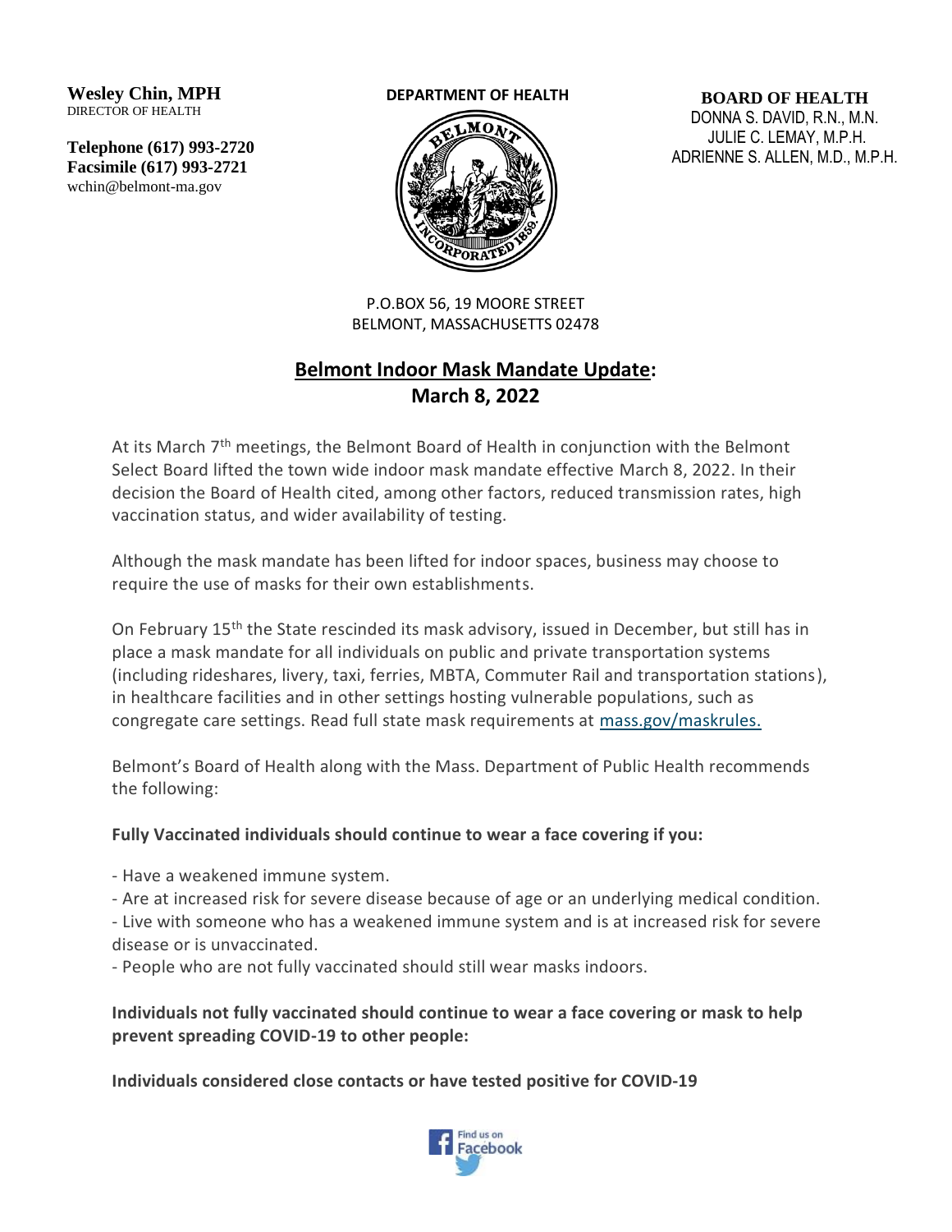**Wesley Chin, MPH**
DIRECTOR OF HEALTH

**Telephone (617) 993-2720**
**Facsimile (617) 993-2721**
wchin@belmont-ma.gov

**DEPARTMENT OF HEALTH**

**BOARD OF HEALTH**
DONNA S. DAVID, R.N., M.N.
JULIE C. LEMAY, M.P.H.
ADRIENNE S. ALLEN, M.D., M.P.H.

P.O.BOX 56, 19 MOORE STREET
BELMONT, MASSACHUSETTS 02478

# Belmont Indoor Mask Mandate Update: March 8, 2022

At its March 7th meetings, the Belmont Board of Health in conjunction with the Belmont Select Board lifted the town wide indoor mask mandate effective March 8, 2022. In their decision the Board of Health cited, among other factors, reduced transmission rates, high vaccination status, and wider availability of testing.

Although the mask mandate has been lifted for indoor spaces, business may choose to require the use of masks for their own establishments.

On February 15th the State rescinded its mask advisory, issued in December, but still has in place a mask mandate for all individuals on public and private transportation systems (including rideshares, livery, taxi, ferries, MBTA, Commuter Rail and transportation stations), in healthcare facilities and in other settings hosting vulnerable populations, such as congregate care settings. Read full state mask requirements at mass.gov/maskrules.

Belmont's Board of Health along with the Mass. Department of Public Health recommends the following:

**Fully Vaccinated individuals should continue to wear a face covering if you:**

- Have a weakened immune system.
- Are at increased risk for severe disease because of age or an underlying medical condition.
- Live with someone who has a weakened immune system and is at increased risk for severe disease or is unvaccinated.
- People who are not fully vaccinated should still wear masks indoors.

**Individuals not fully vaccinated should continue to wear a face covering or mask to help prevent spreading COVID-19 to other people:**

**Individuals considered close contacts or have tested positive for COVID-19**

Find us on Facebook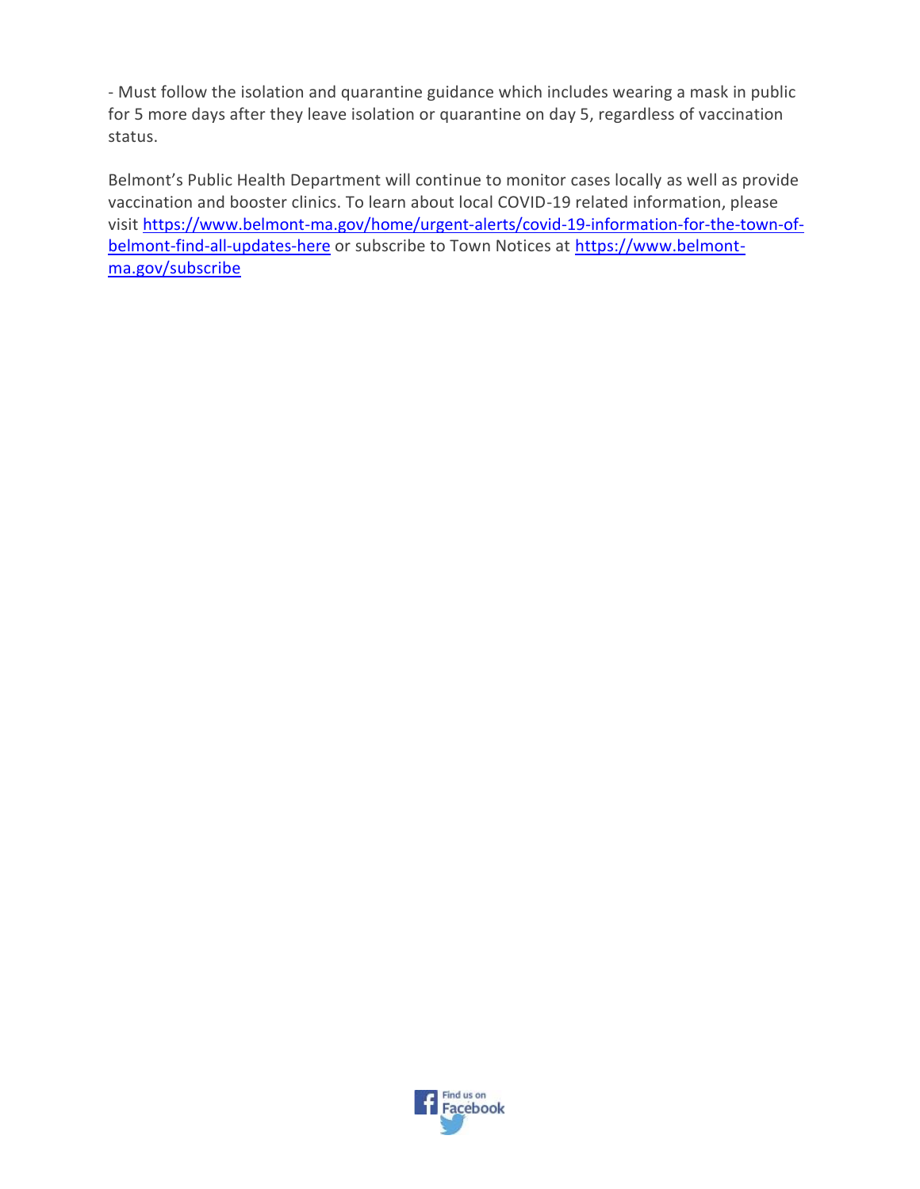- Must follow the isolation and quarantine guidance which includes wearing a mask in public for 5 more days after they leave isolation or quarantine on day 5, regardless of vaccination status.

Belmont's Public Health Department will continue to monitor cases locally as well as provide vaccination and booster clinics. To learn about local COVID-19 related information, please visit https://www.belmont-ma.gov/home/urgent-alerts/covid-19-information-for-the-town-of-belmont-find-all-updates-here or subscribe to Town Notices at https://www.belmont-ma.gov/subscribe

Find us on Facebook